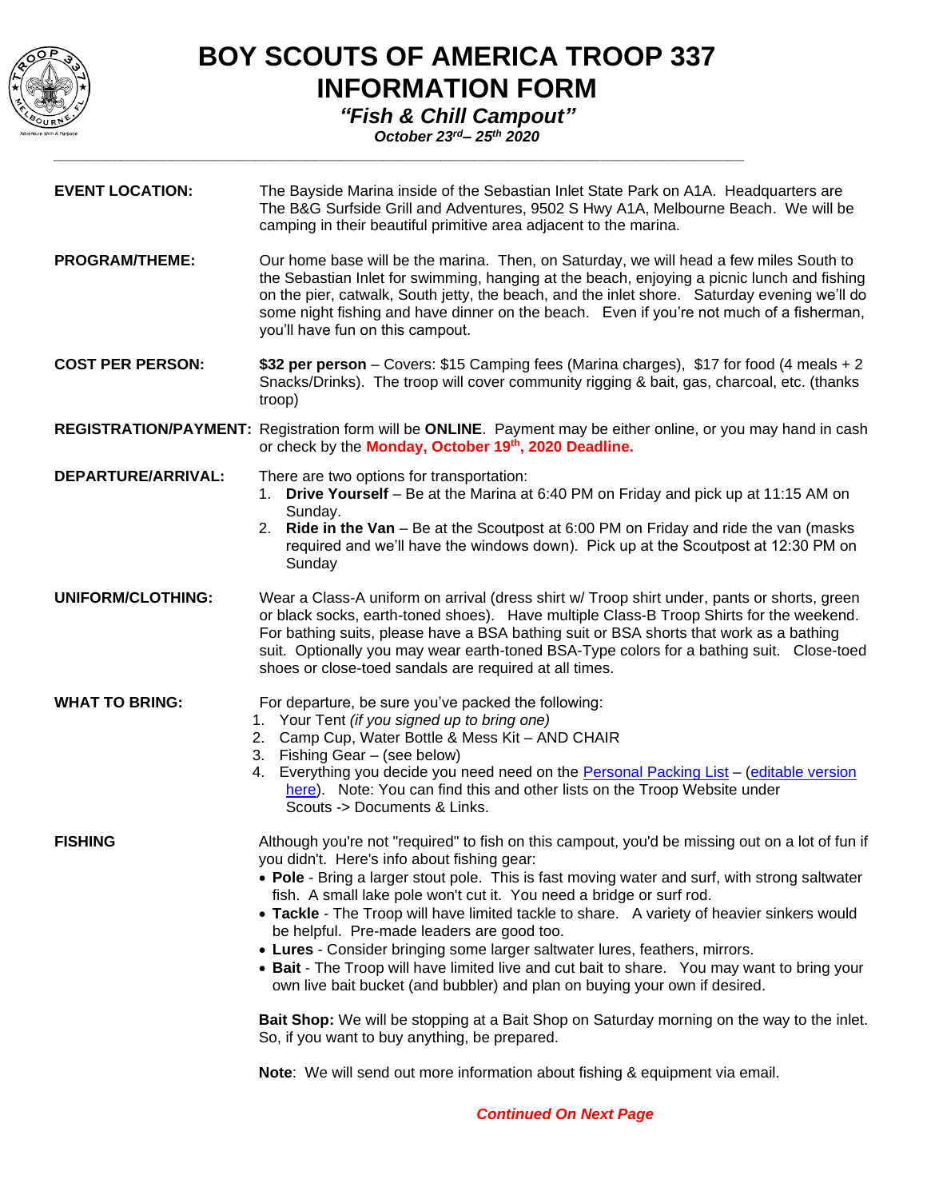# BOY SCOUTS OF AMERICA TROOP 337
# INFORMATION FORM

## *"Fish & Chill Campout"*

***October 23rd– 25th 2020***

---

**EVENT LOCATION:** The Bayside Marina inside of the Sebastian Inlet State Park on A1A. Headquarters are The B&G Surfside Grill and Adventures, 9502 S Hwy A1A, Melbourne Beach. We will be camping in their beautiful primitive area adjacent to the marina.

**PROGRAM/THEME:** Our home base will be the marina. Then, on Saturday, we will head a few miles South to the Sebastian Inlet for swimming, hanging at the beach, enjoying a picnic lunch and fishing on the pier, catwalk, South jetty, the beach, and the inlet shore. Saturday evening we'll do some night fishing and have dinner on the beach. Even if you're not much of a fisherman, you'll have fun on this campout.

**COST PER PERSON:** **$32 per person** – Covers: $15 Camping fees (Marina charges), $17 for food (4 meals + 2 Snacks/Drinks). The troop will cover community rigging & bait, gas, charcoal, etc. (thanks troop)

**REGISTRATION/PAYMENT:** Registration form will be **ONLINE**. Payment may be either online, or you may hand in cash or check by the **Monday, October 19th, 2020 Deadline.**

**DEPARTURE/ARRIVAL:** There are two options for transportation:

1. **Drive Yourself** – Be at the Marina at 6:40 PM on Friday and pick up at 11:15 AM on Sunday.
2. **Ride in the Van** – Be at the Scoutpost at 6:00 PM on Friday and ride the van (masks required and we'll have the windows down). Pick up at the Scoutpost at 12:30 PM on Sunday

**UNIFORM/CLOTHING:** Wear a Class-A uniform on arrival (dress shirt w/ Troop shirt under, pants or shorts, green or black socks, earth-toned shoes). Have multiple Class-B Troop Shirts for the weekend. For bathing suits, please have a BSA bathing suit or BSA shorts that work as a bathing suit. Optionally you may wear earth-toned BSA-Type colors for a bathing suit. Close-toed shoes or close-toed sandals are required at all times.

**WHAT TO BRING:** For departure, be sure you've packed the following:

1. Your Tent *(if you signed up to bring one)*
2. Camp Cup, Water Bottle & Mess Kit – AND CHAIR
3. Fishing Gear – (see below)
4. Everything you decide you need need on the Personal Packing List – (editable version here). Note: You can find this and other lists on the Troop Website under Scouts -> Documents & Links.

**FISHING** Although you're not "required" to fish on this campout, you'd be missing out on a lot of fun if you didn't. Here's info about fishing gear:

- **Pole** - Bring a larger stout pole. This is fast moving water and surf, with strong saltwater fish. A small lake pole won't cut it. You need a bridge or surf rod.
- **Tackle** - The Troop will have limited tackle to share. A variety of heavier sinkers would be helpful. Pre-made leaders are good too.
- **Lures** - Consider bringing some larger saltwater lures, feathers, mirrors.
- **Bait** - The Troop will have limited live and cut bait to share. You may want to bring your own live bait bucket (and bubbler) and plan on buying your own if desired.

**Bait Shop:** We will be stopping at a Bait Shop on Saturday morning on the way to the inlet. So, if you want to buy anything, be prepared.

**Note**: We will send out more information about fishing & equipment via email.

***Continued On Next Page***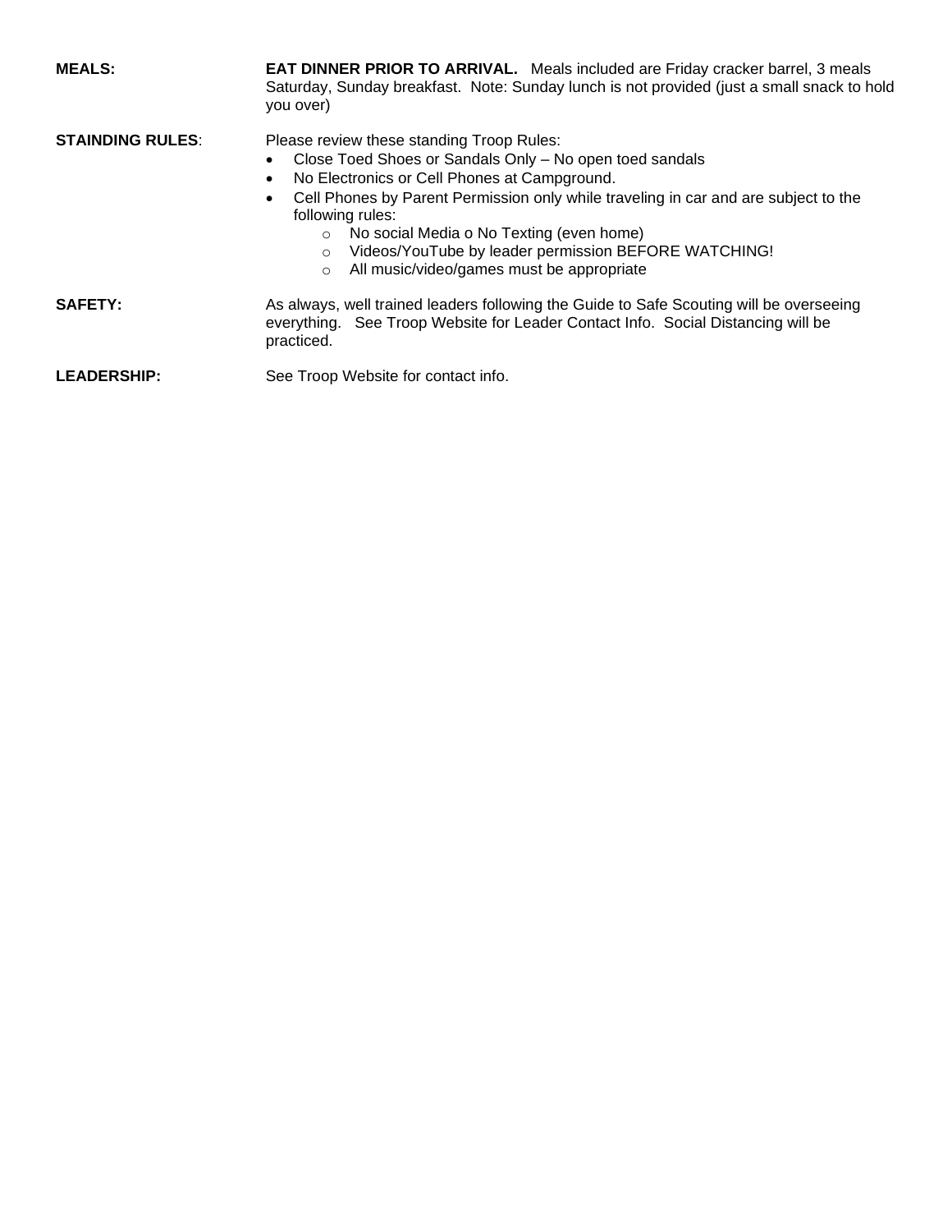**MEALS:** **EAT DINNER PRIOR TO ARRIVAL.** Meals included are Friday cracker barrel, 3 meals Saturday, Sunday breakfast. Note: Sunday lunch is not provided (just a small snack to hold you over)

**STAINDING RULES**: Please review these standing Troop Rules:

- Close Toed Shoes or Sandals Only – No open toed sandals
- No Electronics or Cell Phones at Campground.
- Cell Phones by Parent Permission only while traveling in car and are subject to the following rules:
  - No social Media o No Texting (even home)
  - Videos/YouTube by leader permission BEFORE WATCHING!
  - All music/video/games must be appropriate

**SAFETY:** As always, well trained leaders following the Guide to Safe Scouting will be overseeing everything. See Troop Website for Leader Contact Info. Social Distancing will be practiced.

**LEADERSHIP:** See Troop Website for contact info.